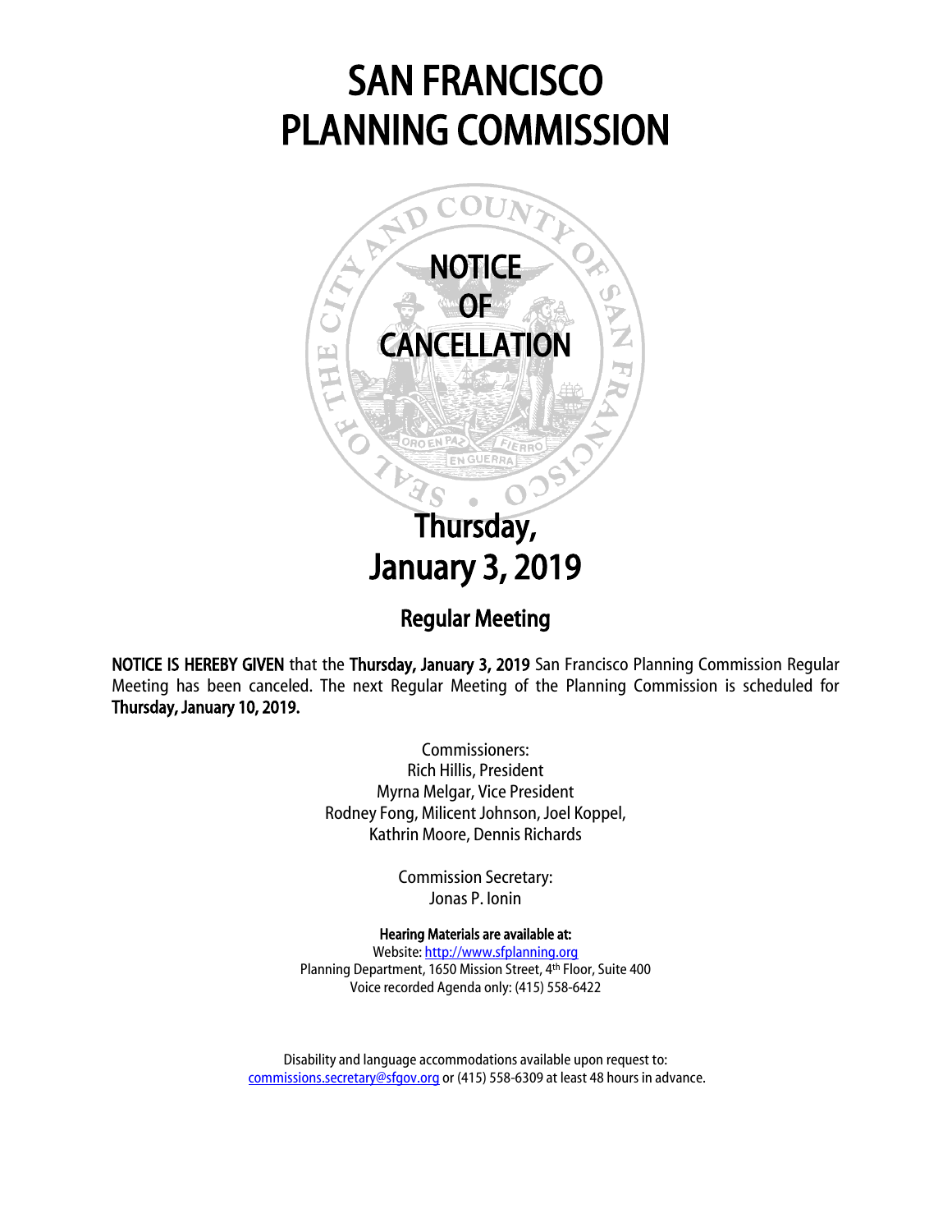# SAN FRANCISCO PLANNING COMMISSION

## NOTICE OF CANCELLATION

## Thursday, January 3, 2019

### Regular Meeting

**NOTICE IS HEREBY GIVEN** that the **Thursday, January 3, 2019** San Francisco Planning Commission Regular Meeting has been canceled. The next Regular Meeting of the Planning Commission is scheduled for **Thursday, January 10, 2019.**

Commissioners:
Rich Hillis, President
Myrna Melgar, Vice President
Rodney Fong, Milicent Johnson, Joel Koppel,
Kathrin Moore, Dennis Richards

Commission Secretary:
Jonas P. Ionin

**Hearing Materials are available at:**
Website: http://www.sfplanning.org
Planning Department, 1650 Mission Street, 4th Floor, Suite 400
Voice recorded Agenda only: (415) 558-6422

Disability and language accommodations available upon request to:
commissions.secretary@sfgov.org or (415) 558-6309 at least 48 hours in advance.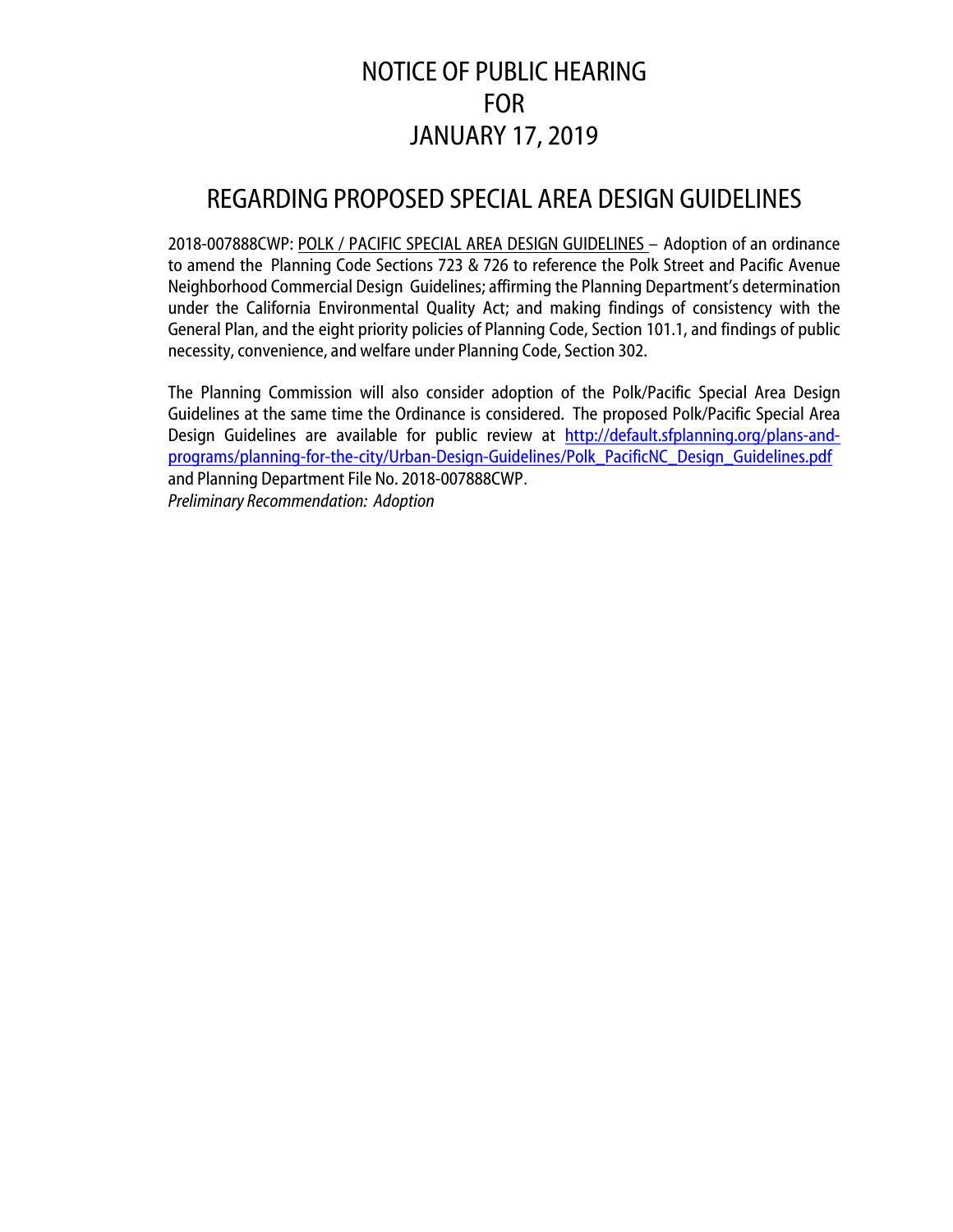# NOTICE OF PUBLIC HEARING
# FOR
# JANUARY 17, 2019

## REGARDING PROPOSED SPECIAL AREA DESIGN GUIDELINES

2018-007888CWP: POLK / PACIFIC SPECIAL AREA DESIGN GUIDELINES – Adoption of an ordinance to amend the Planning Code Sections 723 & 726 to reference the Polk Street and Pacific Avenue Neighborhood Commercial Design Guidelines; affirming the Planning Department's determination under the California Environmental Quality Act; and making findings of consistency with the General Plan, and the eight priority policies of Planning Code, Section 101.1, and findings of public necessity, convenience, and welfare under Planning Code, Section 302.

The Planning Commission will also consider adoption of the Polk/Pacific Special Area Design Guidelines at the same time the Ordinance is considered. The proposed Polk/Pacific Special Area Design Guidelines are available for public review at http://default.sfplanning.org/plans-and-programs/planning-for-the-city/Urban-Design-Guidelines/Polk_PacificNC_Design_Guidelines.pdf and Planning Department File No. 2018-007888CWP.

*Preliminary Recommendation: Adoption*